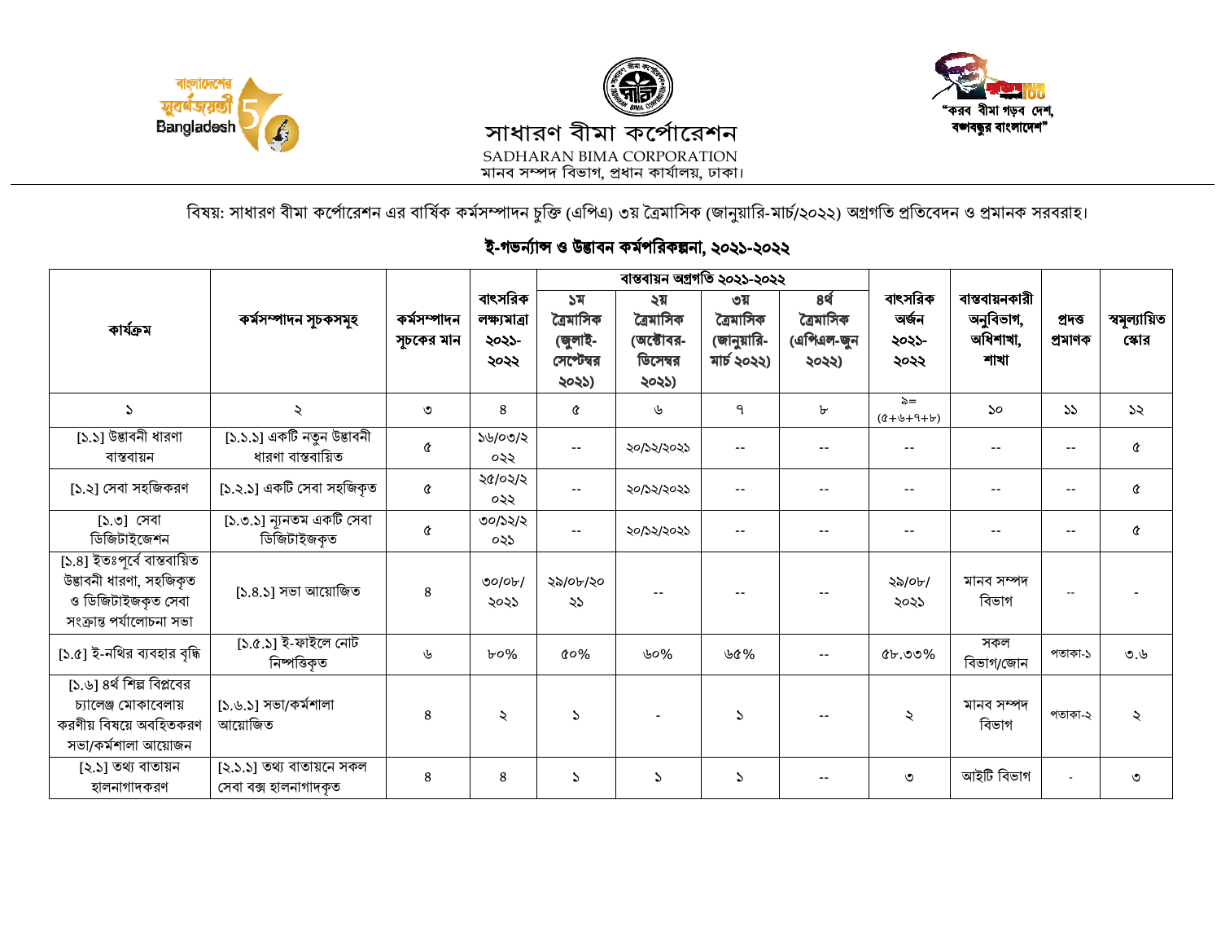বাংলাদেশের সুবর্ণজয়ন্তী Bangladesh 50

# সাধারণ বীমা কর্পোরেশন

SADHARAN BIMA CORPORATION

মানব সম্পদ বিভাগ, প্রধান কার্যালয়, ঢাকা।

"করব বীমা গড়ব দেশ, বঙ্গবন্ধুর বাংলাদেশ"

বিষয়: সাধারণ বীমা কর্পোরেশন এর বার্ষিক কর্মসম্পাদন চুক্তি (এপিএ) ৩য় ত্রৈমাসিক (জানুয়ারি-মার্চ/২০২২) অগ্রগতি প্রতিবেদন ও প্রমানক সরবরাহ।

## ই-গভর্ন্যান্স ও উদ্ভাবন কর্মপরিকল্পনা, ২০২১-২০২২

| কার্যক্রম | কর্মসম্পাদন সূচকসমূহ | কর্মসম্পাদন সূচকের মান | বাৎসরিক লক্ষ্যমাত্রা ২০২১-২০২২ | বাস্তবায়ন অগ্রগতি ২০২১-২০২২ | | | | বাৎসরিক অর্জন ২০২১-২০২২ | বাস্তবায়নকারী অনুবিভাগ, অধিশাখা, শাখা | প্রদত্ত প্রমাণক | স্বমূল্যায়িত স্কোর |
|---|---|---|---|---|---|---|---|---|---|---|---|
| | | | | ১ম ত্রৈমাসিক (জুলাই-সেপ্টেম্বর ২০২১) | ২য় ত্রৈমাসিক (অক্টোবর-ডিসেম্বর ২০২১) | ৩য় ত্রৈমাসিক (জানুয়ারি-মার্চ ২০২২) | ৪র্থ ত্রৈমাসিক (এপ্রিল-জুন ২০২২) | | | | |
| ১ | ২ | ৩ | ৪ | ৫ | ৬ | ৭ | ৮ | ৯= (৫+৬+৭+৮) | ১০ | ১১ | ১২ |
| [১.১] উদ্ভাবনী ধারণা বাস্তবায়ন | [১.১.১] একটি নতুন উদ্ভাবনী ধারণা বাস্তবায়িত | ৫ | ১৬/০৩/২০২২ | -- | ২০/১২/২০২১ | -- | -- | -- | -- | -- | ৫ |
| [১.২] সেবা সহজিকরণ | [১.২.১] একটি সেবা সহজিকৃত | ৫ | ২৫/০২/২০২২ | -- | ২০/১২/২০২১ | -- | -- | -- | -- | -- | ৫ |
| [১.৩] সেবা ডিজিটাইজেশন | [১.৩.১] ন্যূনতম একটি সেবা ডিজিটাইজকৃত | ৫ | ৩০/১২/২০২১ | -- | ২০/১২/২০২১ | -- | -- | -- | -- | -- | ৫ |
| [১.৪] ইতঃপূর্বে বাস্তবায়িত উদ্ভাবনী ধারণা, সহজিকৃত ও ডিজিটাইজকৃত সেবা সংক্রান্ত পর্যালোচনা সভা | [১.৪.১] সভা আয়োজিত | ৪ | ৩০/০৮/২০২১ | ২৯/০৮/২০২১ | -- | -- | -- | ২৯/০৮/২০২১ | মানব সম্পদ বিভাগ | -- | - |
| [১.৫] ই-নথির ব্যবহার বৃদ্ধি | [১.৫.১] ই-ফাইলে নোট নিস্পত্তিকৃত | ৬ | ৮০% | ৫০% | ৬০% | ৬৫% | -- | ৫৮.৩৩% | সকল বিভাগ/জোন | পতাকা-১ | ৩.৬ |
| [১.৬] ৪র্থ শিল্প বিপ্লবের চ্যালেঞ্জ মোকাবেলায় করণীয় বিষয়ে অবহিতকরণ সভা/কর্মশালা আয়োজন | [১.৬.১] সভা/কর্মশালা আয়োজিত | ৪ | ২ | ১ | - | ১ | -- | ২ | মানব সম্পদ বিভাগ | পতাকা-২ | ২ |
| [২.১] তথ্য বাতায়ন হালনাগাদকরণ | [২.১.১] তথ্য বাতায়নে সকল সেবা বক্স হালনাগাদকৃত | ৪ | ৪ | ১ | ১ | ১ | -- | ৩ | আইটি বিভাগ | - | ৩ |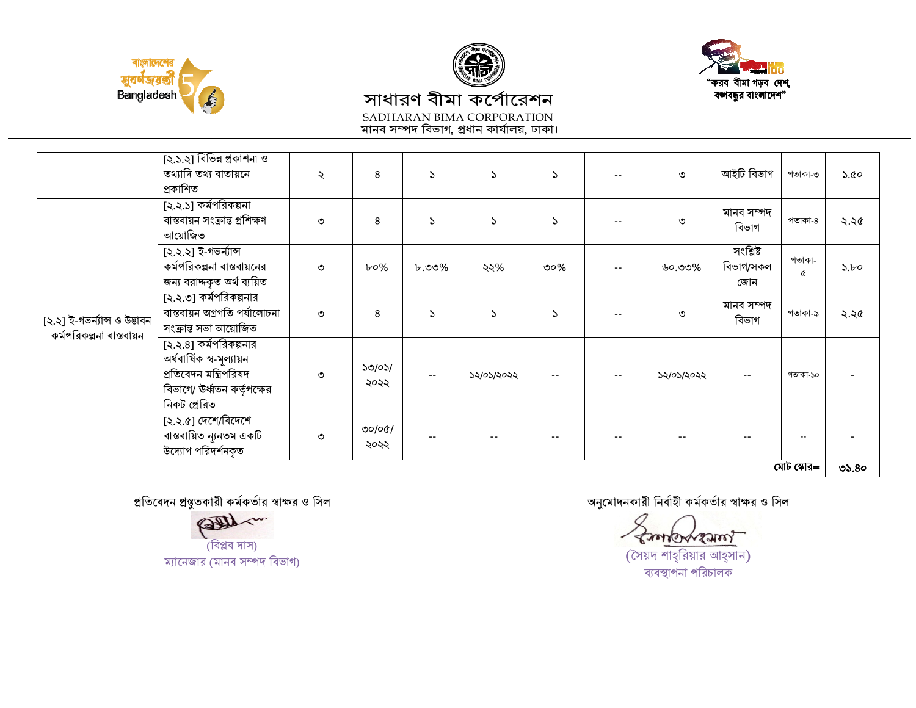# সাধারণ বীমা কর্পোরেশন

SADHARAN BIMA CORPORATION

মানব সম্পদ বিভাগ, প্রধান কার্যালয়, ঢাকা।

বাংলাদেশের সুবর্ণজয়ন্তী Bangladesh 50

"করব বীমা গড়ব দেশ, বঙ্গবন্ধুর বাংলাদেশ"

| | | | | | | | | | | | |
|---|---|---|---|---|---|---|---|---|---|---|---|
| | [২.১.২] বিভিন্ন প্রকাশনা ও তথ্যাদি তথ্য বাতায়নে প্রকাশিত | ২ | ৪ | ১ | ১ | ১ | -- | ৩ | আইটি বিভাগ | পতাকা-৩ | ১.৫০ |
| [২.২] ই-গভর্ন্যান্স ও উদ্ভাবন কর্মপরিকল্পনা বাস্তবায়ন | [২.২.১] কর্মপরিকল্পনা বাস্তবায়ন সংক্রান্ত প্রশিক্ষণ আয়োজিত | ৩ | ৪ | ১ | ১ | ১ | -- | ৩ | মানব সম্পদ বিভাগ | পতাকা-৪ | ২.২৫ |
| | [২.২.২] ই-গভর্ন্যান্স কর্মপরিকল্পনা বাস্তবায়নের জন্য বরাদ্দকৃত অর্থ ব্যয়িত | ৩ | ৮০% | ৮.৩৩% | ২২% | ৩০% | -- | ৬০.৩৩% | সংশ্লিষ্ট বিভাগ/সকল জোন | পতাকা-৫ | ১.৮০ |
| | [২.২.৩] কর্মপরিকল্পনার বাস্তবায়ন অগ্রগতি পর্যালোচনা সংক্রান্ত সভা আয়োজিত | ৩ | ৪ | ১ | ১ | ১ | -- | ৩ | মানব সম্পদ বিভাগ | পতাকা-৯ | ২.২৫ |
| | [২.২.৪] কর্মপরিকল্পনার অর্ধবার্ষিক স্ব-মূল্যায়ন প্রতিবেদন মন্ত্রিপরিষদ বিভাগে/ উর্ধ্বতন কর্তৃপক্ষের নিকট প্রেরিত | ৩ | ১৩/০১/ ২০২২ | -- | ১২/০১/২০২২ | -- | -- | ১২/০১/২০২২ | -- | পতাকা-১০ | - |
| | [২.২.৫] দেশে/বিদেশে বাস্তবায়িত ন্যূনতম একটি উদ্যোগ পরিদর্শনকৃত | ৩ | ৩০/০৫/ ২০২২ | -- | -- | -- | -- | -- | -- | -- | - |
| | | | | | | | | | | মোট স্কোর= | ৩১.৪০ |

প্রতিবেদন প্রস্তুতকারী কর্মকর্তার স্বাক্ষর ও সিল

(বিপ্লব দাস)
ম্যানেজার (মানব সম্পদ বিভাগ)

অনুমোদনকারী নির্বাহী কর্মকর্তার স্বাক্ষর ও সিল

(সৈয়দ শাহ্‌রিয়ার আহ্‌সান)
ব্যবস্থাপনা পরিচালক